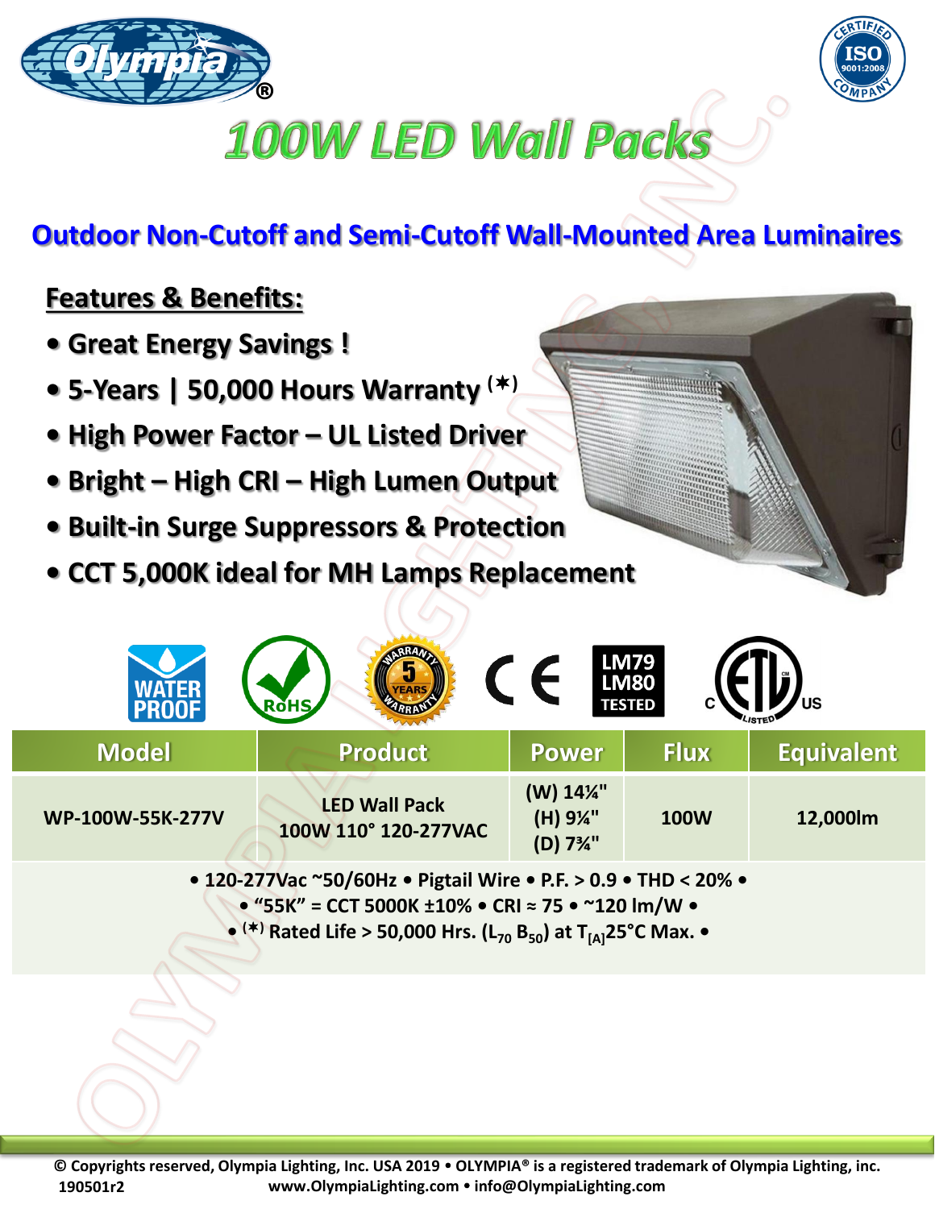# 100W LED Wall Packs

## Outdoor Non-Cutoff and Semi-Cutoff Wall-Mounted Area Luminaires

**Features & Benefits:**

- **Great Energy Savings !**
- **5-Years | 50,000 Hours Warranty (✶)**
- **High Power Factor – UL Listed Driver**
- **Bright – High CRI – High Lumen Output**
- **Built-in Surge Suppressors & Protection**
- **CCT 5,000K ideal for MH Lamps Replacement**

WATER PROOF · RoHS · 5 YEARS WARRANTY · CE · LM79 LM80 TESTED · C ETL US LISTED

| Model | Product | Power | Flux | Equivalent |
|---|---|---|---|---|
| WP-100W-55K-277V | LED Wall Pack 100W 110° 120-277VAC | (W) 14¼" (H) 9¼" (D) 7¾" | 100W | 12,000lm |

• 120-277Vac ~50/60Hz • Pigtail Wire • P.F. > 0.9 • THD < 20% •
• "55K" = CCT 5000K ±10% • CRI ≈ 75 • ~120 lm/W •
• (✶) Rated Life > 50,000 Hrs. ($L_{70}$ $B_{50}$) at $T_{[A]}$25°C Max. •

© Copyrights reserved, Olympia Lighting, Inc. USA 2019 • OLYMPIA® is a registered trademark of Olympia Lighting, inc.
190501r2 www.OlympiaLighting.com • info@OlympiaLighting.com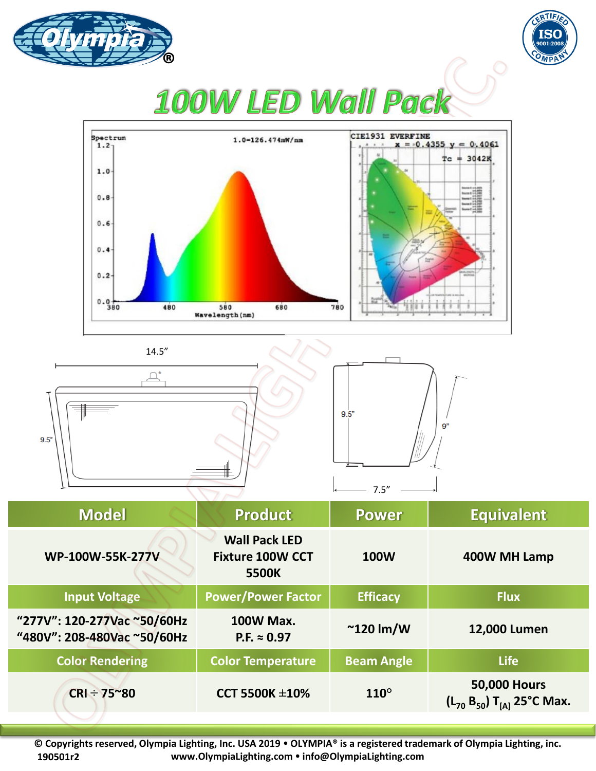# 100W LED Wall Pack

Spectrum
1.0=126.474mW/nm
1.2
1.0
0.8
0.6
0.4
0.2
0.0
380
480
580
680
780
Wavelength(nm)

CIE1931 EVERFINE
x = 0.4355 y = 0.4061
Tc = 3042K

14.5"
9.5"
9.5"
9"
7.5"

| Model | Product | Power | Equivalent |
|---|---|---|---|
| WP-100W-55K-277V | Wall Pack LED Fixture 100W CCT 5500K | 100W | 400W MH Lamp |
| **Input Voltage** | **Power/Power Factor** | **Efficacy** | **Flux** |
| "277V": 120-277Vac ~50/60Hz<br>"480V": 208-480Vac ~50/60Hz | 100W Max.<br>P.F. ≈ 0.97 | ~120 lm/W | 12,000 Lumen |
| **Color Rendering** | **Color Temperature** | **Beam Angle** | **Life** |
| CRI ÷ 75~80 | CCT 5500K ±10% | 110° | 50,000 Hours<br>($L_{70}$ $B_{50}$) $T_{[A]}$ 25°C Max. |

© Copyrights reserved, Olympia Lighting, Inc. USA 2019 • OLYMPIA® is a registered trademark of Olympia Lighting, inc.
190501r2 www.OlympiaLighting.com • info@OlympiaLighting.com